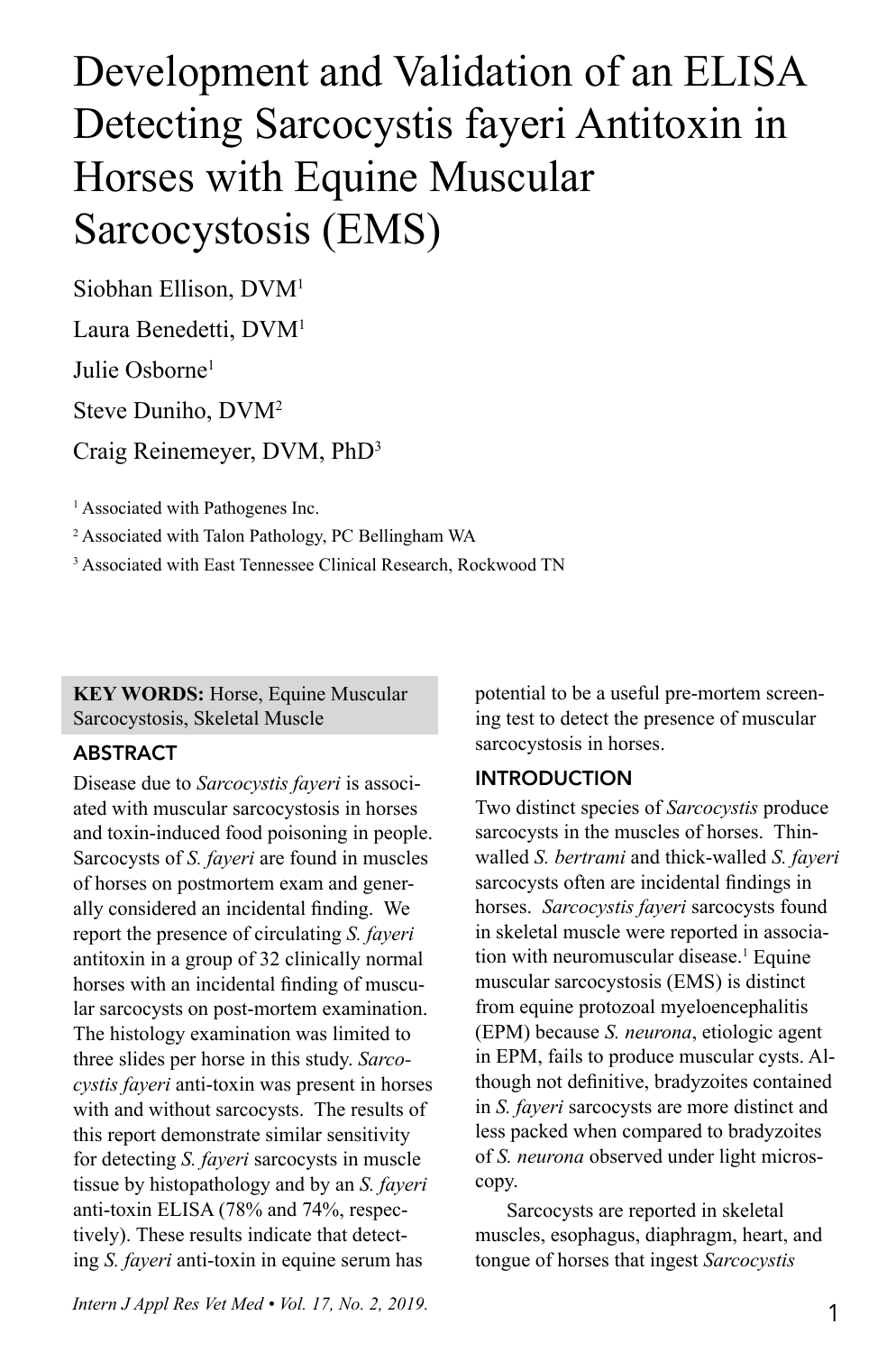# Development and Validation of an ELISA Detecting Sarcocystis fayeri Antitoxin in Horses with Equine Muscular Sarcocystosis (EMS)

Siobhan Ellison, DVM[1]

Laura Benedetti, DVM[1]

Julie Osborne[1]

Steve Duniho, DVM[2]

Craig Reinemeyer, DVM, PhD[3]

[1] Associated with Pathogenes Inc.

[2] Associated with Talon Pathology, PC Bellingham WA

[3] Associated with East Tennessee Clinical Research, Rockwood TN

**KEY WORDS:** Horse, Equine Muscular Sarcocystosis, Skeletal Muscle

## ABSTRACT

Disease due to *Sarcocystis fayeri* is associated with muscular sarcocystosis in horses and toxin-induced food poisoning in people. Sarcocysts of *S. fayeri* are found in muscles of horses on postmortem exam and generally considered an incidental finding. We report the presence of circulating *S. fayeri* antitoxin in a group of 32 clinically normal horses with an incidental finding of muscular sarcocysts on post-mortem examination. The histology examination was limited to three slides per horse in this study. *Sarcocystis fayeri* anti-toxin was present in horses with and without sarcocysts. The results of this report demonstrate similar sensitivity for detecting *S. fayeri* sarcocysts in muscle tissue by histopathology and by an *S. fayeri* anti-toxin ELISA (78% and 74%, respectively). These results indicate that detecting *S. fayeri* anti-toxin in equine serum has potential to be a useful pre-mortem screening test to detect the presence of muscular sarcocystosis in horses.

## INTRODUCTION

Two distinct species of *Sarcocystis* produce sarcocysts in the muscles of horses. Thin-walled *S. bertrami* and thick-walled *S. fayeri* sarcocysts often are incidental findings in horses. *Sarcocystis fayeri* sarcocysts found in skeletal muscle were reported in association with neuromuscular disease.[1] Equine muscular sarcocystosis (EMS) is distinct from equine protozoal myeloencephalitis (EPM) because *S. neurona*, etiologic agent in EPM, fails to produce muscular cysts. Although not definitive, bradyzoites contained in *S. fayeri* sarcocysts are more distinct and less packed when compared to bradyzoites of *S. neurona* observed under light microscopy.

Sarcocysts are reported in skeletal muscles, esophagus, diaphragm, heart, and tongue of horses that ingest *Sarcocystis*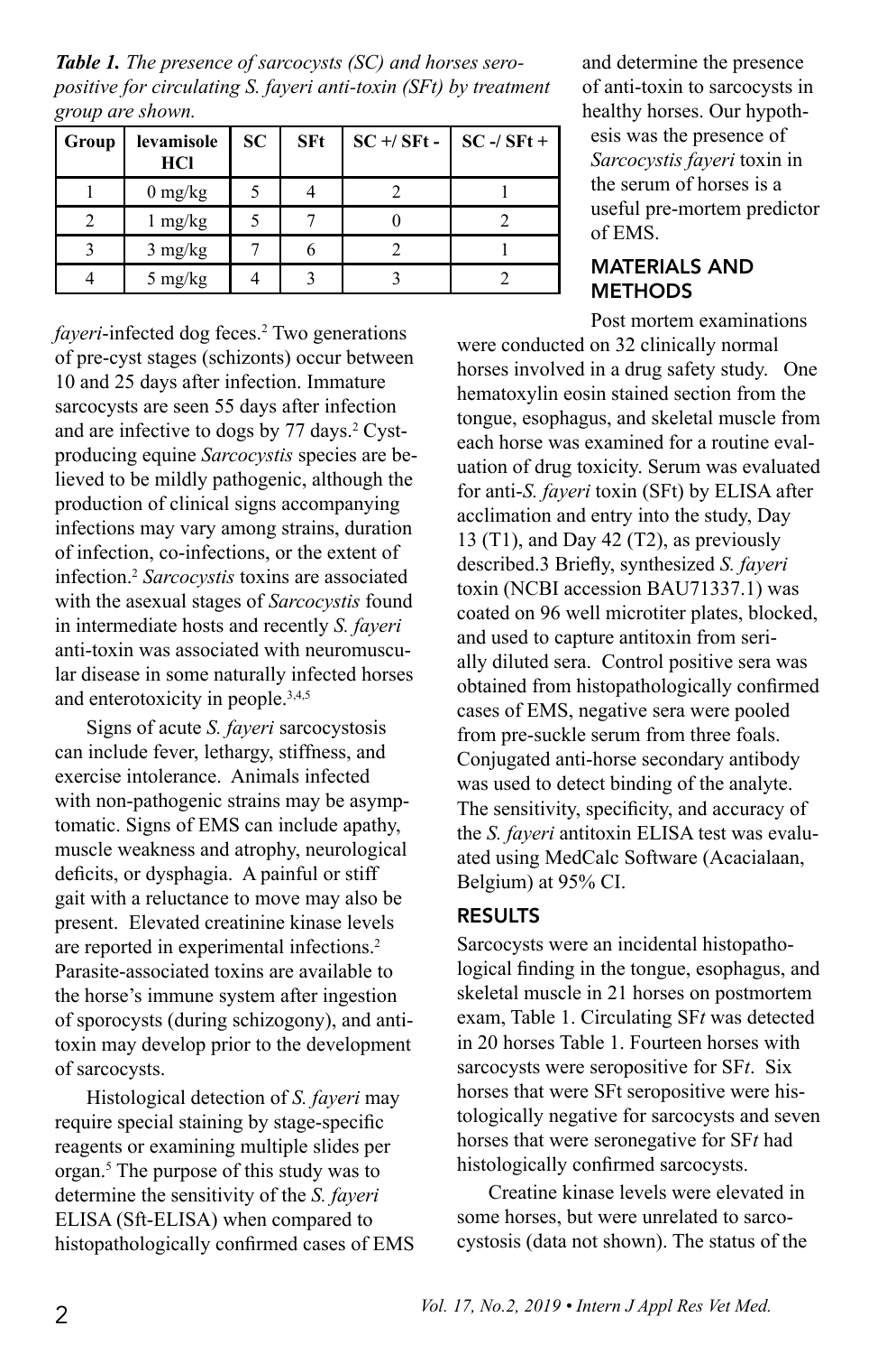***Table 1.*** *The presence of sarcocysts (SC) and horses seropositive for circulating S. fayeri anti-toxin (SFt) by treatment group are shown.*

| Group | levamisole HCl | SC | SFt | SC +/ SFt - | SC -/ SFt + |
|---|---|---|---|---|---|
| 1 | 0 mg/kg | 5 | 4 | 2 | 1 |
| 2 | 1 mg/kg | 5 | 7 | 0 | 2 |
| 3 | 3 mg/kg | 7 | 6 | 2 | 1 |
| 4 | 5 mg/kg | 4 | 3 | 3 | 2 |

*fayeri*-infected dog feces.[2] Two generations of pre-cyst stages (schizonts) occur between 10 and 25 days after infection. Immature sarcocysts are seen 55 days after infection and are infective to dogs by 77 days.[2] Cyst-producing equine *Sarcocystis* species are believed to be mildly pathogenic, although the production of clinical signs accompanying infections may vary among strains, duration of infection, co-infections, or the extent of infection.[2] *Sarcocystis* toxins are associated with the asexual stages of *Sarcocystis* found in intermediate hosts and recently *S. fayeri* anti-toxin was associated with neuromuscular disease in some naturally infected horses and enterotoxicity in people.[3,4,5]

Signs of acute *S. fayeri* sarcocystosis can include fever, lethargy, stiffness, and exercise intolerance. Animals infected with non-pathogenic strains may be asymptomatic. Signs of EMS can include apathy, muscle weakness and atrophy, neurological deficits, or dysphagia. A painful or stiff gait with a reluctance to move may also be present. Elevated creatinine kinase levels are reported in experimental infections.[2] Parasite-associated toxins are available to the horse's immune system after ingestion of sporocysts (during schizogony), and anti-toxin may develop prior to the development of sarcocysts.

Histological detection of *S. fayeri* may require special staining by stage-specific reagents or examining multiple slides per organ.[5] The purpose of this study was to determine the sensitivity of the *S. fayeri* ELISA (Sft-ELISA) when compared to histopathologically confirmed cases of EMS and determine the presence of anti-toxin to sarcocysts in healthy horses. Our hypothesis was the presence of *Sarcocystis fayeri* toxin in the serum of horses is a useful pre-mortem predictor of EMS.

## MATERIALS AND METHODS

Post mortem examinations were conducted on 32 clinically normal horses involved in a drug safety study. One hematoxylin eosin stained section from the tongue, esophagus, and skeletal muscle from each horse was examined for a routine evaluation of drug toxicity. Serum was evaluated for anti-*S. fayeri* toxin (SFt) by ELISA after acclimation and entry into the study, Day 13 (T1), and Day 42 (T2), as previously described.3 Briefly, synthesized *S. fayeri* toxin (NCBI accession BAU71337.1) was coated on 96 well microtiter plates, blocked, and used to capture antitoxin from serially diluted sera. Control positive sera was obtained from histopathologically confirmed cases of EMS, negative sera were pooled from pre-suckle serum from three foals. Conjugated anti-horse secondary antibody was used to detect binding of the analyte. The sensitivity, specificity, and accuracy of the *S. fayeri* antitoxin ELISA test was evaluated using MedCalc Software (Acacialaan, Belgium) at 95% CI.

## RESULTS

Sarcocysts were an incidental histopathological finding in the tongue, esophagus, and skeletal muscle in 21 horses on postmortem exam, Table 1. Circulating SF*t* was detected in 20 horses Table 1. Fourteen horses with sarcocysts were seropositive for SF*t*. Six horses that were SFt seropositive were histologically negative for sarcocysts and seven horses that were seronegative for SF*t* had histologically confirmed sarcocysts.

Creatine kinase levels were elevated in some horses, but were unrelated to sarcocystosis (data not shown). The status of the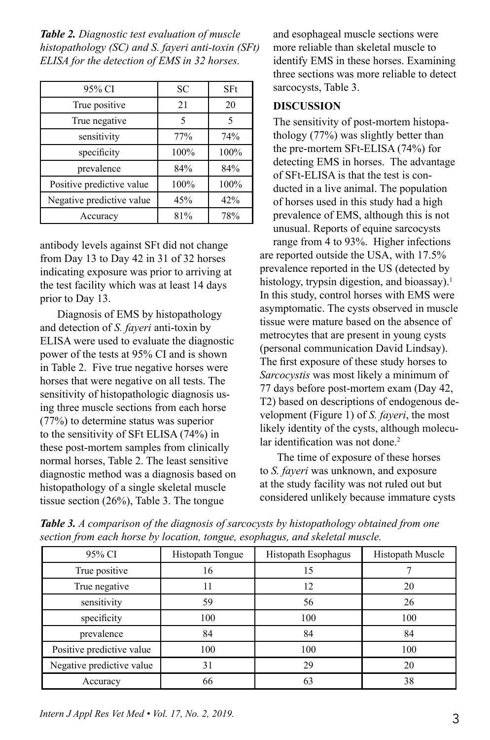***Table 2.*** *Diagnostic test evaluation of muscle histopathology (SC) and S. fayeri anti-toxin (SFt) ELISA for the detection of EMS in 32 horses.*

| 95% CI | SC | SFt |
|---|---|---|
| True positive | 21 | 20 |
| True negative | 5 | 5 |
| sensitivity | 77% | 74% |
| specificity | 100% | 100% |
| prevalence | 84% | 84% |
| Positive predictive value | 100% | 100% |
| Negative predictive value | 45% | 42% |
| Accuracy | 81% | 78% |

antibody levels against SFt did not change from Day 13 to Day 42 in 31 of 32 horses indicating exposure was prior to arriving at the test facility which was at least 14 days prior to Day 13.

Diagnosis of EMS by histopathology and detection of *S. fayeri* anti-toxin by ELISA were used to evaluate the diagnostic power of the tests at 95% CI and is shown in Table 2. Five true negative horses were horses that were negative on all tests. The sensitivity of histopathologic diagnosis using three muscle sections from each horse (77%) to determine status was superior to the sensitivity of SFt ELISA (74%) in these post-mortem samples from clinically normal horses, Table 2. The least sensitive diagnostic method was a diagnosis based on histopathology of a single skeletal muscle tissue section (26%), Table 3. The tongue and esophageal muscle sections were more reliable than skeletal muscle to identify EMS in these horses. Examining three sections was more reliable to detect sarcocysts, Table 3.

## DISCUSSION

The sensitivity of post-mortem histopathology (77%) was slightly better than the pre-mortem SFt-ELISA (74%) for detecting EMS in horses. The advantage of SFt-ELISA is that the test is conducted in a live animal. The population of horses used in this study had a high prevalence of EMS, although this is not unusual. Reports of equine sarcocysts range from 4 to 93%. Higher infections are reported outside the USA, with 17.5% prevalence reported in the US (detected by histology, trypsin digestion, and bioassay).[1] In this study, control horses with EMS were asymptomatic. The cysts observed in muscle tissue were mature based on the absence of metrocytes that are present in young cysts (personal communication David Lindsay). The first exposure of these study horses to *Sarcocystis* was most likely a minimum of 77 days before post-mortem exam (Day 42, T2) based on descriptions of endogenous development (Figure 1) of *S. fayeri*, the most likely identity of the cysts, although molecular identification was not done.[2]

The time of exposure of these horses to *S. fayeri* was unknown, and exposure at the study facility was not ruled out but considered unlikely because immature cysts

***Table 3.*** *A comparison of the diagnosis of sarcocysts by histopathology obtained from one section from each horse by location, tongue, esophagus, and skeletal muscle.*

| 95% CI | Histopath Tongue | Histopath Esophagus | Histopath Muscle |
|---|---|---|---|
| True positive | 16 | 15 | 7 |
| True negative | 11 | 12 | 20 |
| sensitivity | 59 | 56 | 26 |
| specificity | 100 | 100 | 100 |
| prevalence | 84 | 84 | 84 |
| Positive predictive value | 100 | 100 | 100 |
| Negative predictive value | 31 | 29 | 20 |
| Accuracy | 66 | 63 | 38 |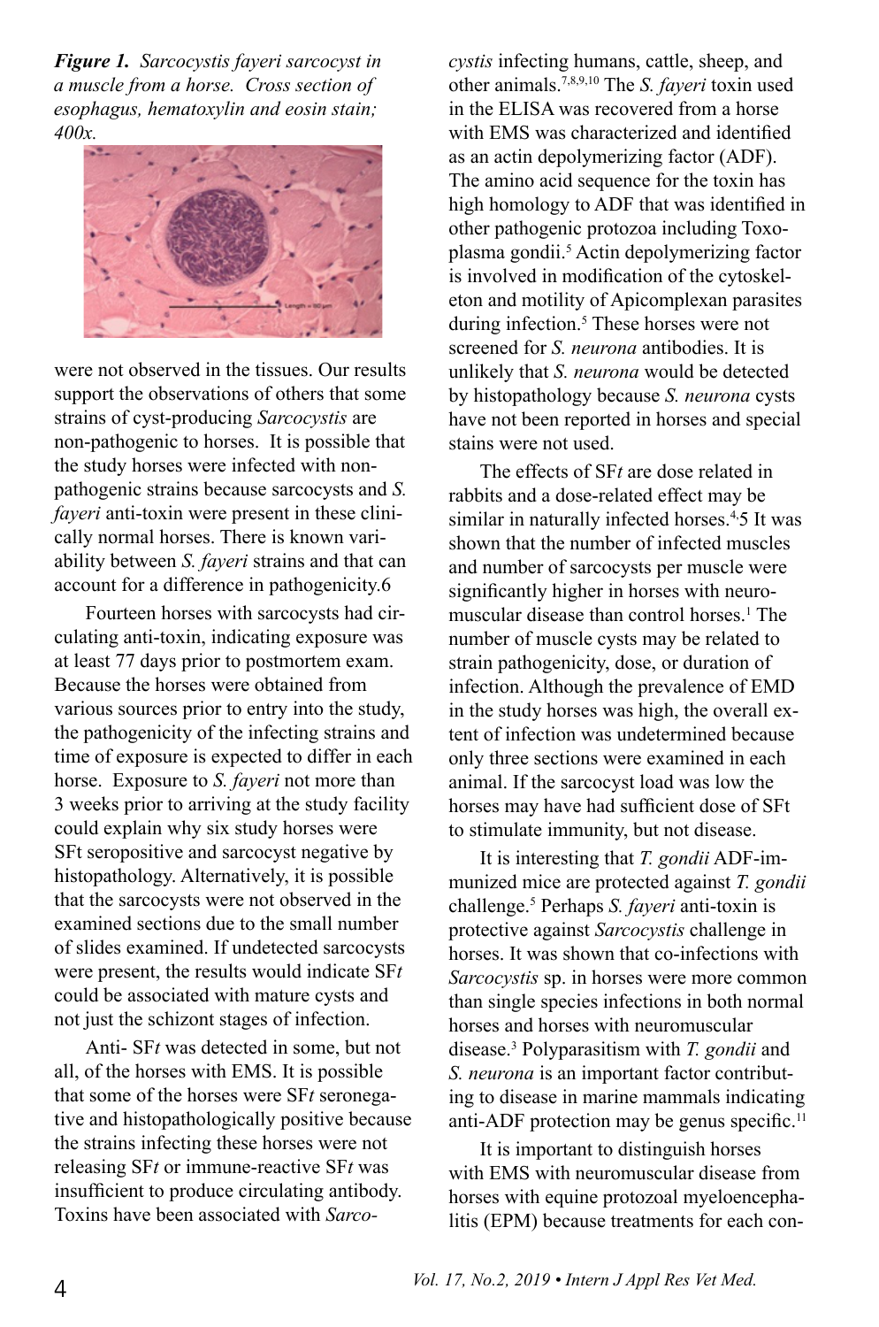***Figure 1.** Sarcocystis fayeri sarcocyst in a muscle from a horse. Cross section of esophagus, hematoxylin and eosin stain; 400x.*

were not observed in the tissues. Our results support the observations of others that some strains of cyst-producing *Sarcocystis* are non-pathogenic to horses. It is possible that the study horses were infected with non-pathogenic strains because sarcocysts and *S. fayeri* anti-toxin were present in these clinically normal horses. There is known variability between *S. fayeri* strains and that can account for a difference in pathogenicity.6

Fourteen horses with sarcocysts had circulating anti-toxin, indicating exposure was at least 77 days prior to postmortem exam. Because the horses were obtained from various sources prior to entry into the study, the pathogenicity of the infecting strains and time of exposure is expected to differ in each horse. Exposure to *S. fayeri* not more than 3 weeks prior to arriving at the study facility could explain why six study horses were SFt seropositive and sarcocyst negative by histopathology. Alternatively, it is possible that the sarcocysts were not observed in the examined sections due to the small number of slides examined. If undetected sarcocysts were present, the results would indicate SF*t* could be associated with mature cysts and not just the schizont stages of infection.

Anti- SF*t* was detected in some, but not all, of the horses with EMS. It is possible that some of the horses were SF*t* seronegative and histopathologically positive because the strains infecting these horses were not releasing SF*t* or immune-reactive SF*t* was insufficient to produce circulating antibody. Toxins have been associated with *Sarcocystis* infecting humans, cattle, sheep, and other animals.[7,8,9,10] The *S. fayeri* toxin used in the ELISA was recovered from a horse with EMS was characterized and identified as an actin depolymerizing factor (ADF). The amino acid sequence for the toxin has high homology to ADF that was identified in other pathogenic protozoa including Toxoplasma gondii.[5] Actin depolymerizing factor is involved in modification of the cytoskeleton and motility of Apicomplexan parasites during infection.[5] These horses were not screened for *S. neurona* antibodies. It is unlikely that *S. neurona* would be detected by histopathology because *S. neurona* cysts have not been reported in horses and special stains were not used.

The effects of SF*t* are dose related in rabbits and a dose-related effect may be similar in naturally infected horses.[4,]5 It was shown that the number of infected muscles and number of sarcocysts per muscle were significantly higher in horses with neuromuscular disease than control horses.[1] The number of muscle cysts may be related to strain pathogenicity, dose, or duration of infection. Although the prevalence of EMD in the study horses was high, the overall extent of infection was undetermined because only three sections were examined in each animal. If the sarcocyst load was low the horses may have had sufficient dose of SFt to stimulate immunity, but not disease.

It is interesting that *T. gondii* ADF-immunized mice are protected against *T. gondii* challenge.[5] Perhaps *S. fayeri* anti-toxin is protective against *Sarcocystis* challenge in horses. It was shown that co-infections with *Sarcocystis* sp. in horses were more common than single species infections in both normal horses and horses with neuromuscular disease.[3] Polyparasitism with *T. gondii* and *S. neurona* is an important factor contributing to disease in marine mammals indicating anti-ADF protection may be genus specific.[11]

It is important to distinguish horses with EMS with neuromuscular disease from horses with equine protozoal myeloencephalitis (EPM) because treatments for each con-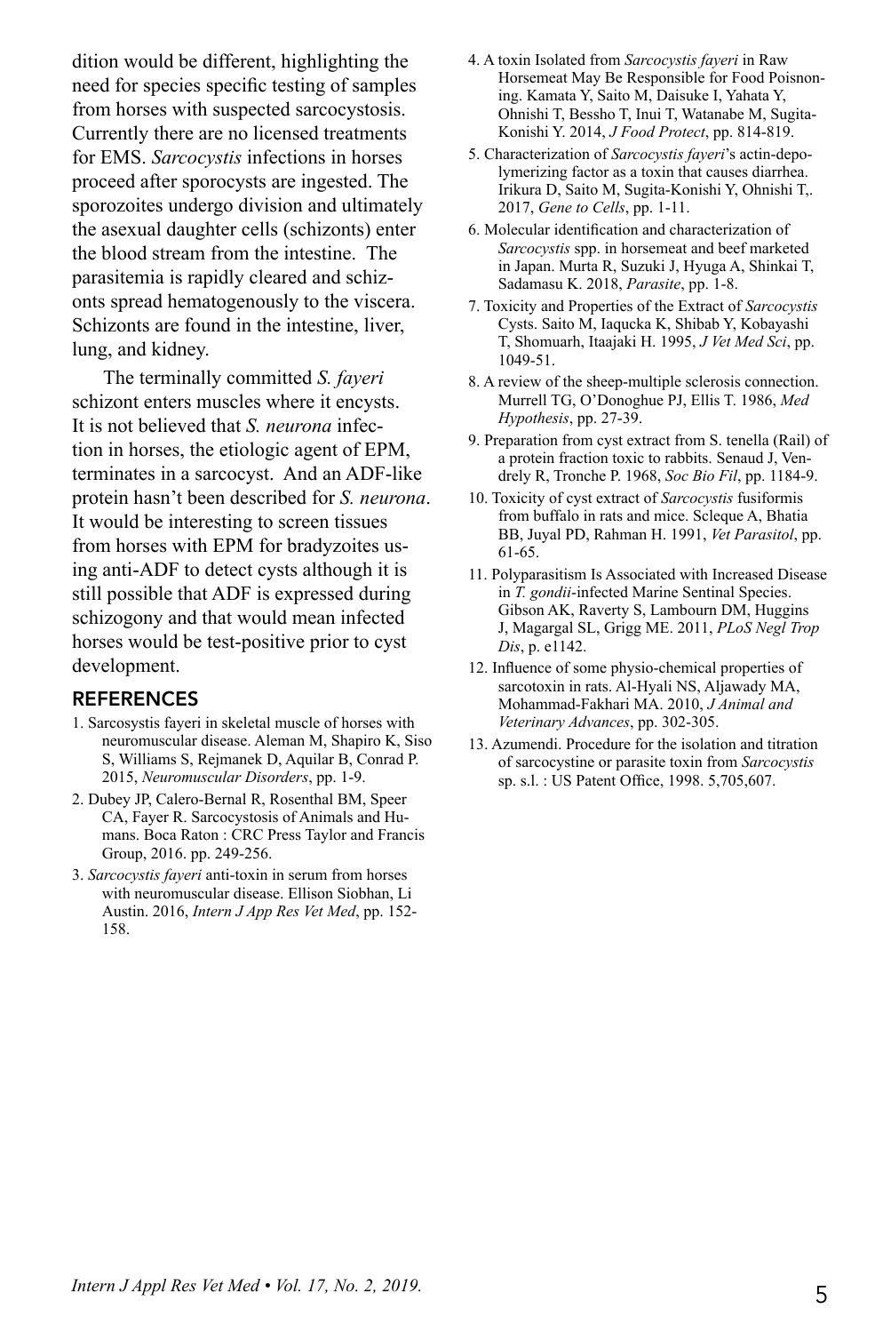dition would be different, highlighting the need for species specific testing of samples from horses with suspected sarcocystosis. Currently there are no licensed treatments for EMS. *Sarcocystis* infections in horses proceed after sporocysts are ingested. The sporozoites undergo division and ultimately the asexual daughter cells (schizonts) enter the blood stream from the intestine. The parasitemia is rapidly cleared and schizonts spread hematogenously to the viscera. Schizonts are found in the intestine, liver, lung, and kidney.

The terminally committed *S. fayeri* schizont enters muscles where it encysts. It is not believed that *S. neurona* infection in horses, the etiologic agent of EPM, terminates in a sarcocyst. And an ADF-like protein hasn't been described for *S. neurona*. It would be interesting to screen tissues from horses with EPM for bradyzoites using anti-ADF to detect cysts although it is still possible that ADF is expressed during schizogony and that would mean infected horses would be test-positive prior to cyst development.

## REFERENCES

1. Sarcosystis fayeri in skeletal muscle of horses with neuromuscular disease. Aleman M, Shapiro K, Siso S, Williams S, Rejmanek D, Aquilar B, Conrad P. 2015, *Neuromuscular Disorders*, pp. 1-9.
2. Dubey JP, Calero-Bernal R, Rosenthal BM, Speer CA, Fayer R. Sarcocystosis of Animals and Humans. Boca Raton : CRC Press Taylor and Francis Group, 2016. pp. 249-256.
3. *Sarcocystis fayeri* anti-toxin in serum from horses with neuromuscular disease. Ellison Siobhan, Li Austin. 2016, *Intern J App Res Vet Med*, pp. 152-158.
4. A toxin Isolated from *Sarcocystis fayeri* in Raw Horsemeat May Be Responsible for Food Poisnoning. Kamata Y, Saito M, Daisuke I, Yahata Y, Ohnishi T, Bessho T, Inui T, Watanabe M, Sugita-Konishi Y. 2014, *J Food Protect*, pp. 814-819.
5. Characterization of *Sarcocystis fayeri*'s actin-depolymerizing factor as a toxin that causes diarrhea. Irikura D, Saito M, Sugita-Konishi Y, Ohnishi T,. 2017, *Gene to Cells*, pp. 1-11.
6. Molecular identification and characterization of *Sarcocystis* spp. in horsemeat and beef marketed in Japan. Murta R, Suzuki J, Hyuga A, Shinkai T, Sadamasu K. 2018, *Parasite*, pp. 1-8.
7. Toxicity and Properties of the Extract of *Sarcocystis* Cysts. Saito M, Iaqucka K, Shibab Y, Kobayashi T, Shomuarh, Itaajaki H. 1995, *J Vet Med Sci*, pp. 1049-51.
8. A review of the sheep-multiple sclerosis connection. Murrell TG, O'Donoghue PJ, Ellis T. 1986, *Med Hypothesis*, pp. 27-39.
9. Preparation from cyst extract from S. tenella (Rail) of a protein fraction toxic to rabbits. Senaud J, Vendrely R, Tronche P. 1968, *Soc Bio Fil*, pp. 1184-9.
10. Toxicity of cyst extract of *Sarcocystis* fusiformis from buffalo in rats and mice. Scleque A, Bhatia BB, Juyal PD, Rahman H. 1991, *Vet Parasitol*, pp. 61-65.
11. Polyparasitism Is Associated with Increased Disease in *T. gondii*-infected Marine Sentinal Species. Gibson AK, Raverty S, Lambourn DM, Huggins J, Magargal SL, Grigg ME. 2011, *PLoS Negl Trop Dis*, p. e1142.
12. Influence of some physio-chemical properties of sarcotoxin in rats. Al-Hyali NS, Aljawady MA, Mohammad-Fakhari MA. 2010, *J Animal and Veterinary Advances*, pp. 302-305.
13. Azumendi. Procedure for the isolation and titration of sarcocystine or parasite toxin from *Sarcocystis* sp. s.l. : US Patent Office, 1998. 5,705,607.